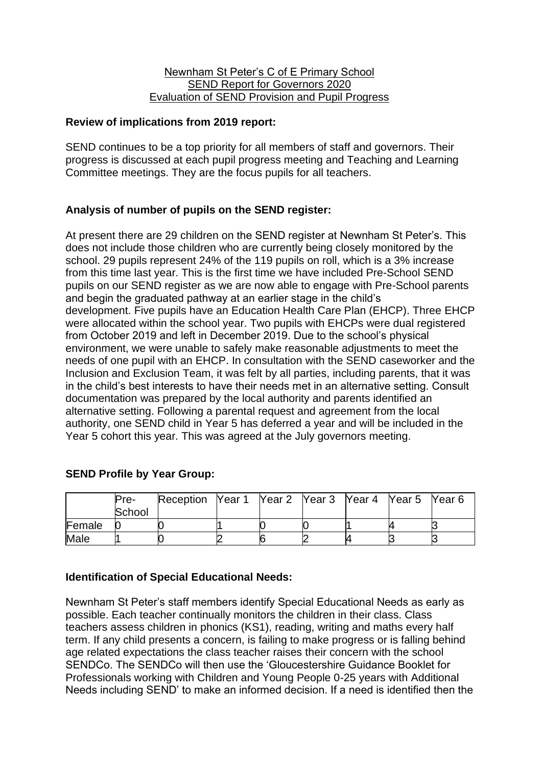Newnham St Peter's C of E Primary School
SEND Report for Governors 2020
Evaluation of SEND Provision and Pupil Progress

**Review of implications from 2019 report:**

SEND continues to be a top priority for all members of staff and governors. Their progress is discussed at each pupil progress meeting and Teaching and Learning Committee meetings. They are the focus pupils for all teachers.

**Analysis of number of pupils on the SEND register:**

At present there are 29 children on the SEND register at Newnham St Peter's. This does not include those children who are currently being closely monitored by the school. 29 pupils represent 24% of the 119 pupils on roll, which is a 3% increase from this time last year. This is the first time we have included Pre-School SEND pupils on our SEND register as we are now able to engage with Pre-School parents and begin the graduated pathway at an earlier stage in the child's development. Five pupils have an Education Health Care Plan (EHCP). Three EHCP were allocated within the school year. Two pupils with EHCPs were dual registered from October 2019 and left in December 2019. Due to the school's physical environment, we were unable to safely make reasonable adjustments to meet the needs of one pupil with an EHCP. In consultation with the SEND caseworker and the Inclusion and Exclusion Team, it was felt by all parties, including parents, that it was in the child's best interests to have their needs met in an alternative setting. Consult documentation was prepared by the local authority and parents identified an alternative setting. Following a parental request and agreement from the local authority, one SEND child in Year 5 has deferred a year and will be included in the Year 5 cohort this year. This was agreed at the July governors meeting.

**SEND Profile by Year Group:**

| | Pre-School | Reception | Year 1 | Year 2 | Year 3 | Year 4 | Year 5 | Year 6 |
|---|---|---|---|---|---|---|---|---|
| Female | 0 | 0 | 1 | 0 | 0 | 1 | 4 | 3 |
| Male | 1 | 0 | 2 | 6 | 2 | 4 | 3 | 3 |

**Identification of Special Educational Needs:**

Newnham St Peter's staff members identify Special Educational Needs as early as possible. Each teacher continually monitors the children in their class. Class teachers assess children in phonics (KS1), reading, writing and maths every half term. If any child presents a concern, is failing to make progress or is falling behind age related expectations the class teacher raises their concern with the school SENDCo. The SENDCo will then use the 'Gloucestershire Guidance Booklet for Professionals working with Children and Young People 0-25 years with Additional Needs including SEND' to make an informed decision. If a need is identified then the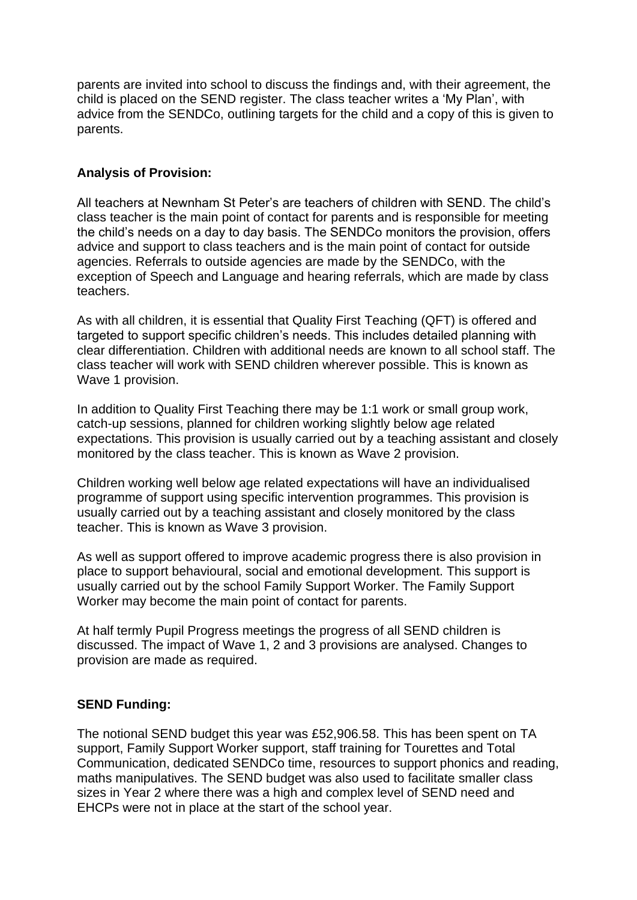parents are invited into school to discuss the findings and, with their agreement, the child is placed on the SEND register. The class teacher writes a 'My Plan', with advice from the SENDCo, outlining targets for the child and a copy of this is given to parents.

**Analysis of Provision:**

All teachers at Newnham St Peter's are teachers of children with SEND. The child's class teacher is the main point of contact for parents and is responsible for meeting the child's needs on a day to day basis. The SENDCo monitors the provision, offers advice and support to class teachers and is the main point of contact for outside agencies. Referrals to outside agencies are made by the SENDCo, with the exception of Speech and Language and hearing referrals, which are made by class teachers.

As with all children, it is essential that Quality First Teaching (QFT) is offered and targeted to support specific children's needs. This includes detailed planning with clear differentiation. Children with additional needs are known to all school staff. The class teacher will work with SEND children wherever possible. This is known as Wave 1 provision.

In addition to Quality First Teaching there may be 1:1 work or small group work, catch-up sessions, planned for children working slightly below age related expectations. This provision is usually carried out by a teaching assistant and closely monitored by the class teacher. This is known as Wave 2 provision.

Children working well below age related expectations will have an individualised programme of support using specific intervention programmes. This provision is usually carried out by a teaching assistant and closely monitored by the class teacher. This is known as Wave 3 provision.

As well as support offered to improve academic progress there is also provision in place to support behavioural, social and emotional development. This support is usually carried out by the school Family Support Worker. The Family Support Worker may become the main point of contact for parents.

At half termly Pupil Progress meetings the progress of all SEND children is discussed. The impact of Wave 1, 2 and 3 provisions are analysed. Changes to provision are made as required.

**SEND Funding:**

The notional SEND budget this year was £52,906.58. This has been spent on TA support, Family Support Worker support, staff training for Tourettes and Total Communication, dedicated SENDCo time, resources to support phonics and reading, maths manipulatives. The SEND budget was also used to facilitate smaller class sizes in Year 2 where there was a high and complex level of SEND need and EHCPs were not in place at the start of the school year.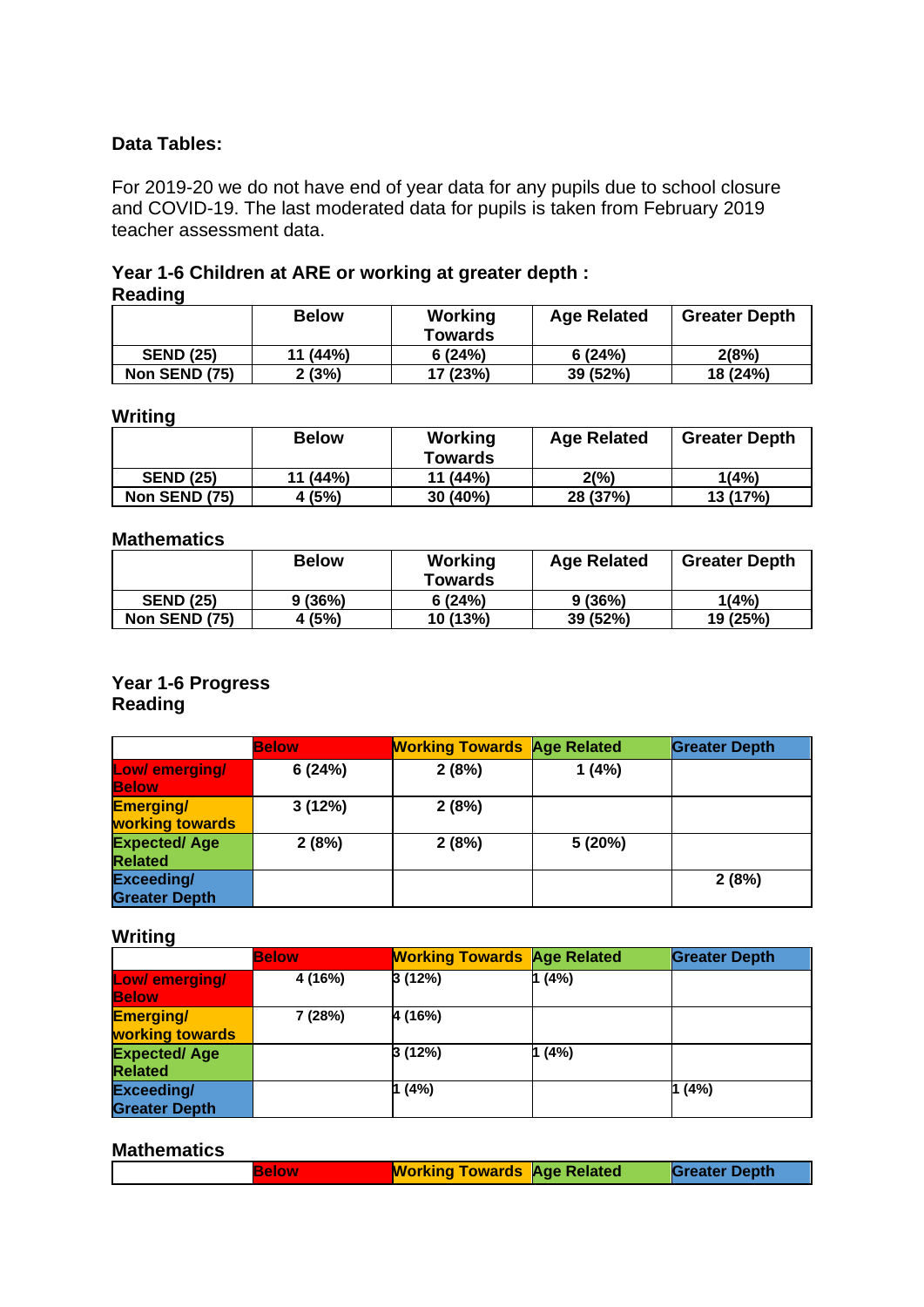**Data Tables:**

For 2019-20 we do not have end of year data for any pupils due to school closure and COVID-19. The last moderated data for pupils is taken from February 2019 teacher assessment data.

### Year 1-6 Children at ARE or working at greater depth : Reading

| | Below | Working Towards | Age Related | Greater Depth |
|---|---|---|---|---|
| SEND (25) | 11 (44%) | 6 (24%) | 6 (24%) | 2(8%) |
| Non SEND (75) | 2 (3%) | 17 (23%) | 39 (52%) | 18 (24%) |

### Writing

| | Below | Working Towards | Age Related | Greater Depth |
|---|---|---|---|---|
| SEND (25) | 11 (44%) | 11 (44%) | 2(%) | 1(4%) |
| Non SEND (75) | 4 (5%) | 30 (40%) | 28 (37%) | 13 (17%) |

### Mathematics

| | Below | Working Towards | Age Related | Greater Depth |
|---|---|---|---|---|
| SEND (25) | 9 (36%) | 6 (24%) | 9 (36%) | 1(4%) |
| Non SEND (75) | 4 (5%) | 10 (13%) | 39 (52%) | 19 (25%) |

### Year 1-6 Progress
### Reading

| | Below | Working Towards | Age Related | Greater Depth |
|---|---|---|---|---|
| Low/ emerging/ Below | 6 (24%) | 2 (8%) | 1 (4%) | |
| Emerging/ working towards | 3 (12%) | 2 (8%) | | |
| Expected/ Age Related | 2 (8%) | 2 (8%) | 5 (20%) | |
| Exceeding/ Greater Depth | | | | 2 (8%) |

### Writing

| | Below | Working Towards | Age Related | Greater Depth |
|---|---|---|---|---|
| Low/ emerging/ Below | 4 (16%) | 3 (12%) | 1 (4%) | |
| Emerging/ working towards | 7 (28%) | 4 (16%) | | |
| Expected/ Age Related | | 3 (12%) | 1 (4%) | |
| Exceeding/ Greater Depth | | 1 (4%) | | 1 (4%) |

### Mathematics

| | Below | Working Towards | Age Related | Greater Depth |
|---|---|---|---|---|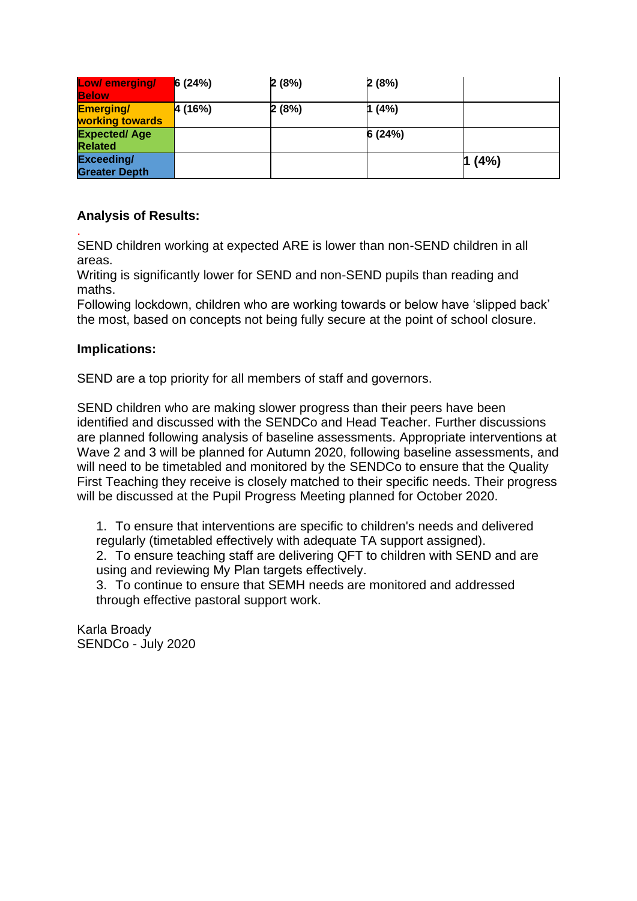| | | | | |
|---|---|---|---|---|
| Low/ emerging/ Below | 6 (24%) | 2 (8%) | 2 (8%) | |
| Emerging/ working towards | 4 (16%) | 2 (8%) | 1 (4%) | |
| Expected/ Age Related | | | 6 (24%) | |
| Exceeding/ Greater Depth | | | | 1 (4%) |

**Analysis of Results:**

SEND children working at expected ARE is lower than non-SEND children in all areas.
Writing is significantly lower for SEND and non-SEND pupils than reading and maths.
Following lockdown, children who are working towards or below have 'slipped back' the most, based on concepts not being fully secure at the point of school closure.

**Implications:**

SEND are a top priority for all members of staff and governors.

SEND children who are making slower progress than their peers have been identified and discussed with the SENDCo and Head Teacher. Further discussions are planned following analysis of baseline assessments. Appropriate interventions at Wave 2 and 3 will be planned for Autumn 2020, following baseline assessments, and will need to be timetabled and monitored by the SENDCo to ensure that the Quality First Teaching they receive is closely matched to their specific needs. Their progress will be discussed at the Pupil Progress Meeting planned for October 2020.

1. To ensure that interventions are specific to children's needs and delivered regularly (timetabled effectively with adequate TA support assigned).
2. To ensure teaching staff are delivering QFT to children with SEND and are using and reviewing My Plan targets effectively.
3. To continue to ensure that SEMH needs are monitored and addressed through effective pastoral support work.

Karla Broady
SENDCo - July 2020